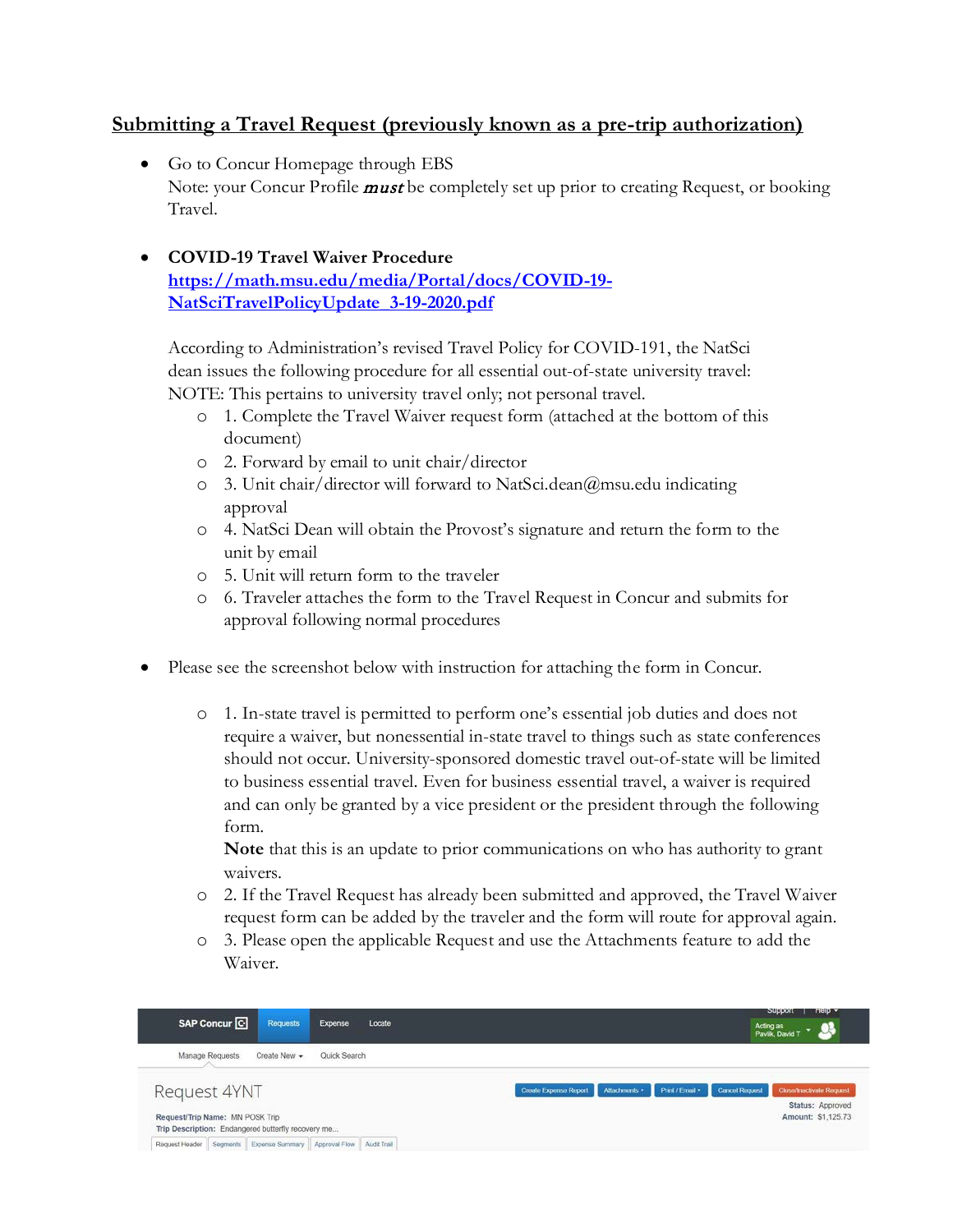## Submitting a Travel Request (previously known as a pre-trip authorization)

- Go to Concur Homepage through EBS
  Note: your Concur Profile ***must*** be completely set up prior to creating Request, or booking Travel.

- **COVID-19 Travel Waiver Procedure**
  [https://math.msu.edu/media/Portal/docs/COVID-19-NatSciTravelPolicyUpdate_3-19-2020.pdf](https://math.msu.edu/media/Portal/docs/COVID-19-NatSciTravelPolicyUpdate_3-19-2020.pdf)

  According to Administration's revised Travel Policy for COVID-191, the NatSci dean issues the following procedure for all essential out-of-state university travel:
  NOTE: This pertains to university travel only; not personal travel.
  - 1. Complete the Travel Waiver request form (attached at the bottom of this document)
  - 2. Forward by email to unit chair/director
  - 3. Unit chair/director will forward to NatSci.dean@msu.edu indicating approval
  - 4. NatSci Dean will obtain the Provost's signature and return the form to the unit by email
  - 5. Unit will return form to the traveler
  - 6. Traveler attaches the form to the Travel Request in Concur and submits for approval following normal procedures

- Please see the screenshot below with instruction for attaching the form in Concur.

  - 1. In-state travel is permitted to perform one's essential job duties and does not require a waiver, but nonessential in-state travel to things such as state conferences should not occur. University-sponsored domestic travel out-of-state will be limited to business essential travel. Even for business essential travel, a waiver is required and can only be granted by a vice president or the president through the following form.
    **Note** that this is an update to prior communications on who has authority to grant waivers.
  - 2. If the Travel Request has already been submitted and approved, the Travel Waiver request form can be added by the traveler and the form will route for approval again.
  - 3. Please open the applicable Request and use the Attachments feature to add the Waiver.

SAP Concur | Requests | Expense | Locate | Support | Help | Acting as Pavlik, David T

Manage Requests | Create New | Quick Search

Request 4YNT

Create Expense Report | Attachments | Print / Email | Cancel Request | Close/Inactivate Request

**Request/Trip Name:** MN POSK Trip
**Trip Description:** Endangered butterfly recovery me...

**Status:** Approved
**Amount:** $1,125.73

Request Header | Segments | Expense Summary | Approval Flow | Audit Trail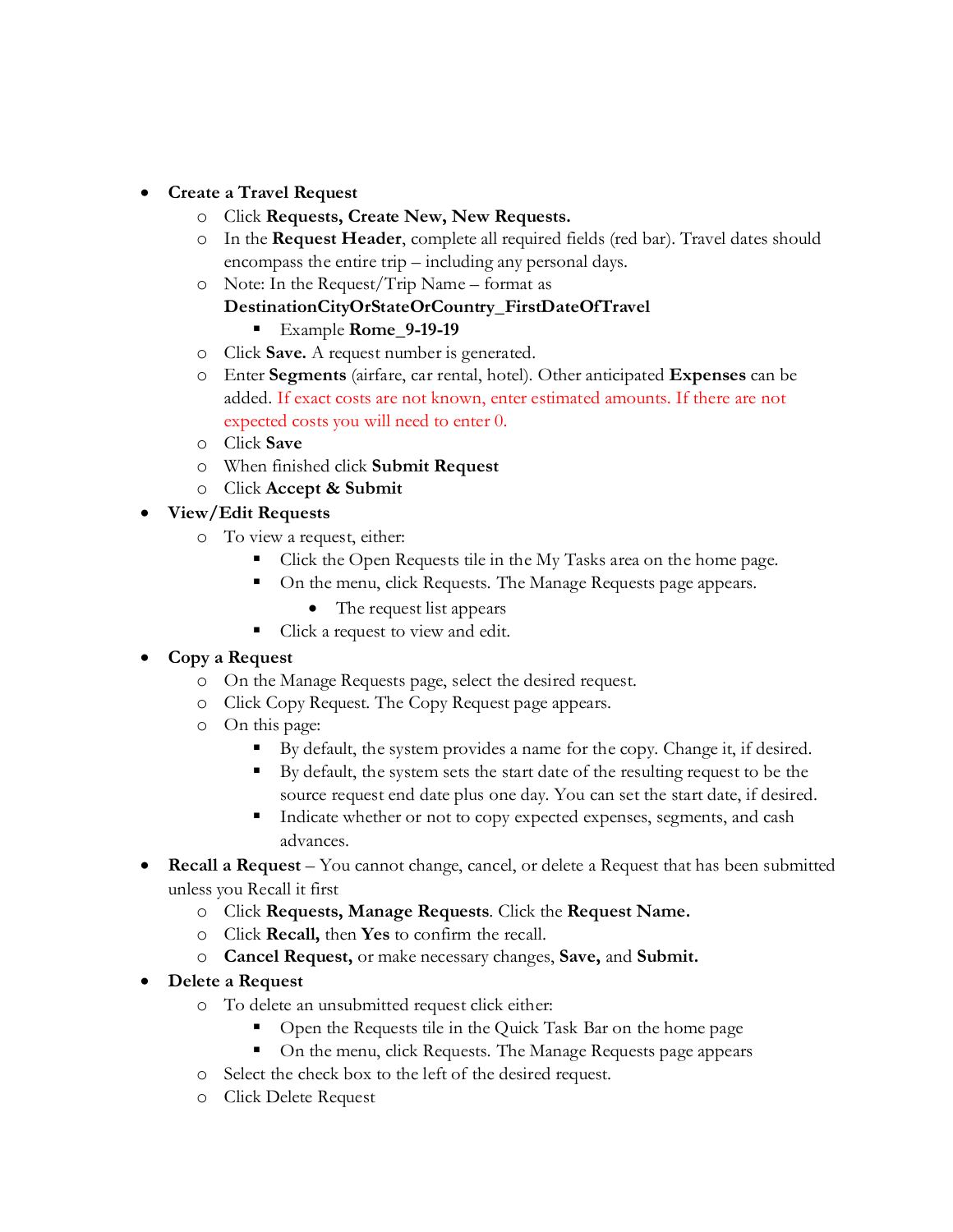- **Create a Travel Request**
  - Click **Requests, Create New, New Requests.**
  - In the **Request Header**, complete all required fields (red bar). Travel dates should encompass the entire trip – including any personal days.
  - Note: In the Request/Trip Name – format as **DestinationCityOrStateOrCountry_FirstDateOfTravel**
    - Example **Rome_9-19-19**
  - Click **Save.** A request number is generated.
  - Enter **Segments** (airfare, car rental, hotel). Other anticipated **Expenses** can be added. If exact costs are not known, enter estimated amounts. If there are not expected costs you will need to enter 0.
  - Click **Save**
  - When finished click **Submit Request**
  - Click **Accept & Submit**
- **View/Edit Requests**
  - To view a request, either:
    - Click the Open Requests tile in the My Tasks area on the home page.
    - On the menu, click Requests. The Manage Requests page appears.
      - The request list appears
    - Click a request to view and edit.
- **Copy a Request**
  - On the Manage Requests page, select the desired request.
  - Click Copy Request. The Copy Request page appears.
  - On this page:
    - By default, the system provides a name for the copy. Change it, if desired.
    - By default, the system sets the start date of the resulting request to be the source request end date plus one day. You can set the start date, if desired.
    - Indicate whether or not to copy expected expenses, segments, and cash advances.
- **Recall a Request** – You cannot change, cancel, or delete a Request that has been submitted unless you Recall it first
  - Click **Requests, Manage Requests**. Click the **Request Name.**
  - Click **Recall,** then **Yes** to confirm the recall.
  - **Cancel Request,** or make necessary changes, **Save,** and **Submit.**
- **Delete a Request**
  - To delete an unsubmitted request click either:
    - Open the Requests tile in the Quick Task Bar on the home page
    - On the menu, click Requests. The Manage Requests page appears
  - Select the check box to the left of the desired request.
  - Click Delete Request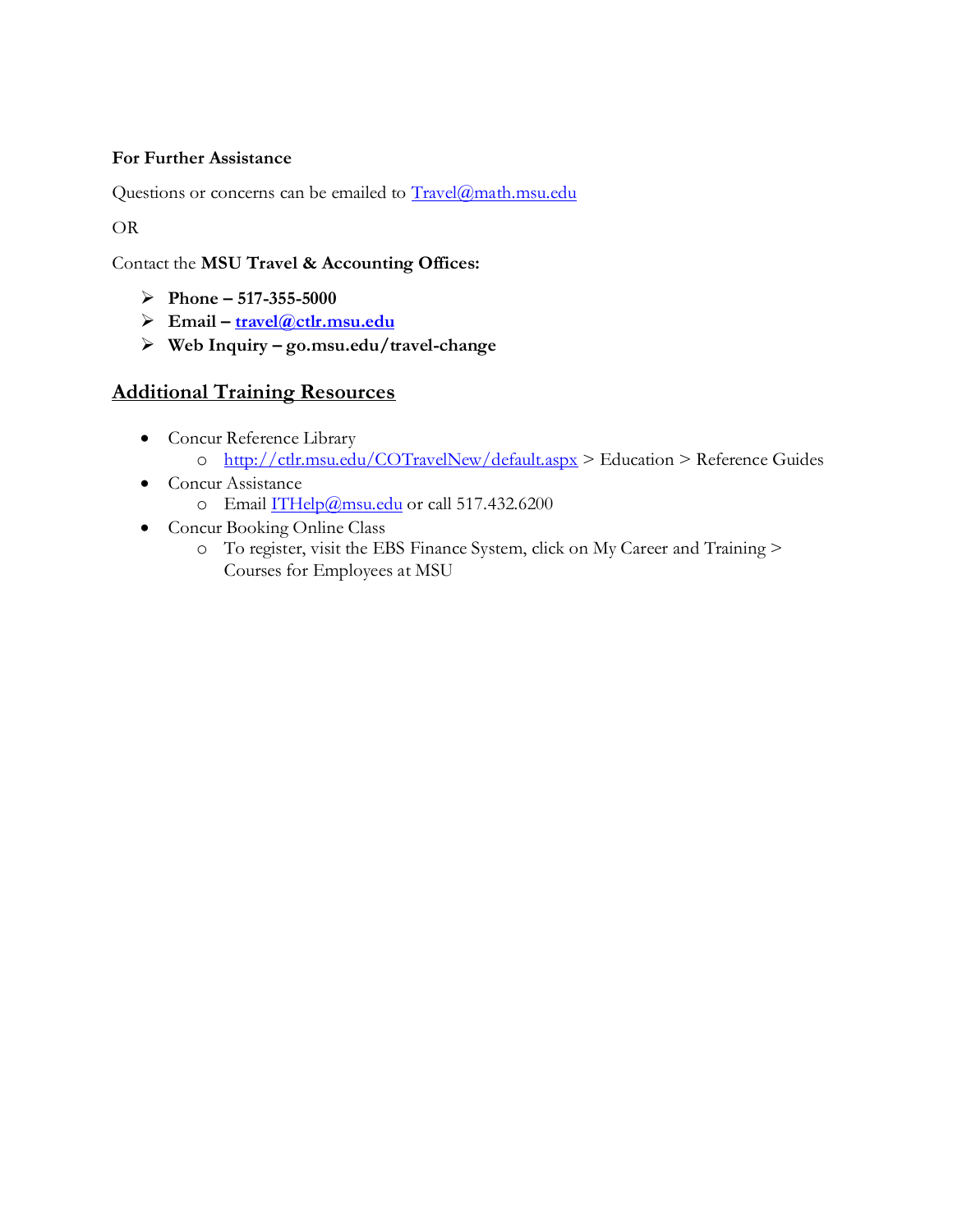**For Further Assistance**

Questions or concerns can be emailed to [Travel@math.msu.edu](mailto:Travel@math.msu.edu)

OR

Contact the **MSU Travel & Accounting Offices:**

- **Phone – 517-355-5000**
- **Email – [travel@ctlr.msu.edu](mailto:travel@ctlr.msu.edu)**
- **Web Inquiry – go.msu.edu/travel-change**

## Additional Training Resources

- Concur Reference Library
  - [http://ctlr.msu.edu/COTravelNew/default.aspx](http://ctlr.msu.edu/COTravelNew/default.aspx) > Education > Reference Guides
- Concur Assistance
  - Email [ITHelp@msu.edu](mailto:ITHelp@msu.edu) or call 517.432.6200
- Concur Booking Online Class
  - To register, visit the EBS Finance System, click on My Career and Training > Courses for Employees at MSU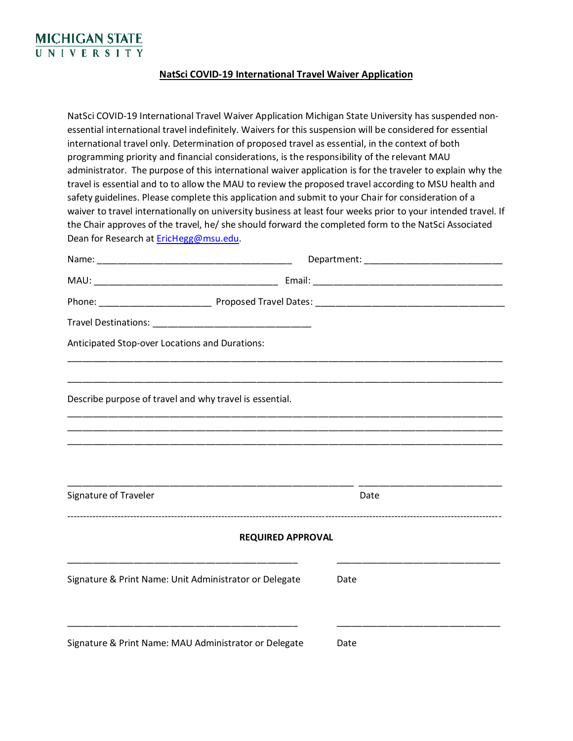MICHIGAN STATE UNIVERSITY

## NatSci COVID-19 International Travel Waiver Application

NatSci COVID-19 International Travel Waiver Application Michigan State University has suspended non-essential international travel indefinitely. Waivers for this suspension will be considered for essential international travel only. Determination of proposed travel as essential, in the context of both programming priority and financial considerations, is the responsibility of the relevant MAU administrator. The purpose of this international waiver application is for the traveler to explain why the travel is essential and to to allow the MAU to review the proposed travel according to MSU health and safety guidelines. Please complete this application and submit to your Chair for consideration of a waiver to travel internationally on university business at least four weeks prior to your intended travel. If the Chair approves of the travel, he/ she should forward the completed form to the NatSci Associated Dean for Research at EricHegg@msu.edu.

Name: ______________________________________ Department: ___________________________

MAU: ____________________________________ Email: _____________________________________

Phone: ______________________ Proposed Travel Dates: ____________________________________

Travel Destinations: ______________________________

Anticipated Stop-over Locations and Durations:

_________________________________________________________________________________

_________________________________________________________________________________

Describe purpose of travel and why travel is essential.

_________________________________________________________________________________

_________________________________________________________________________________

_________________________________________________________________________________

______________________________________________________ ___________________________

Signature of Traveler Date

---

**REQUIRED APPROVAL**

____________________________________________ _______________________________

Signature & Print Name: Unit Administrator or Delegate Date

____________________________________________ _______________________________

Signature & Print Name: MAU Administrator or Delegate Date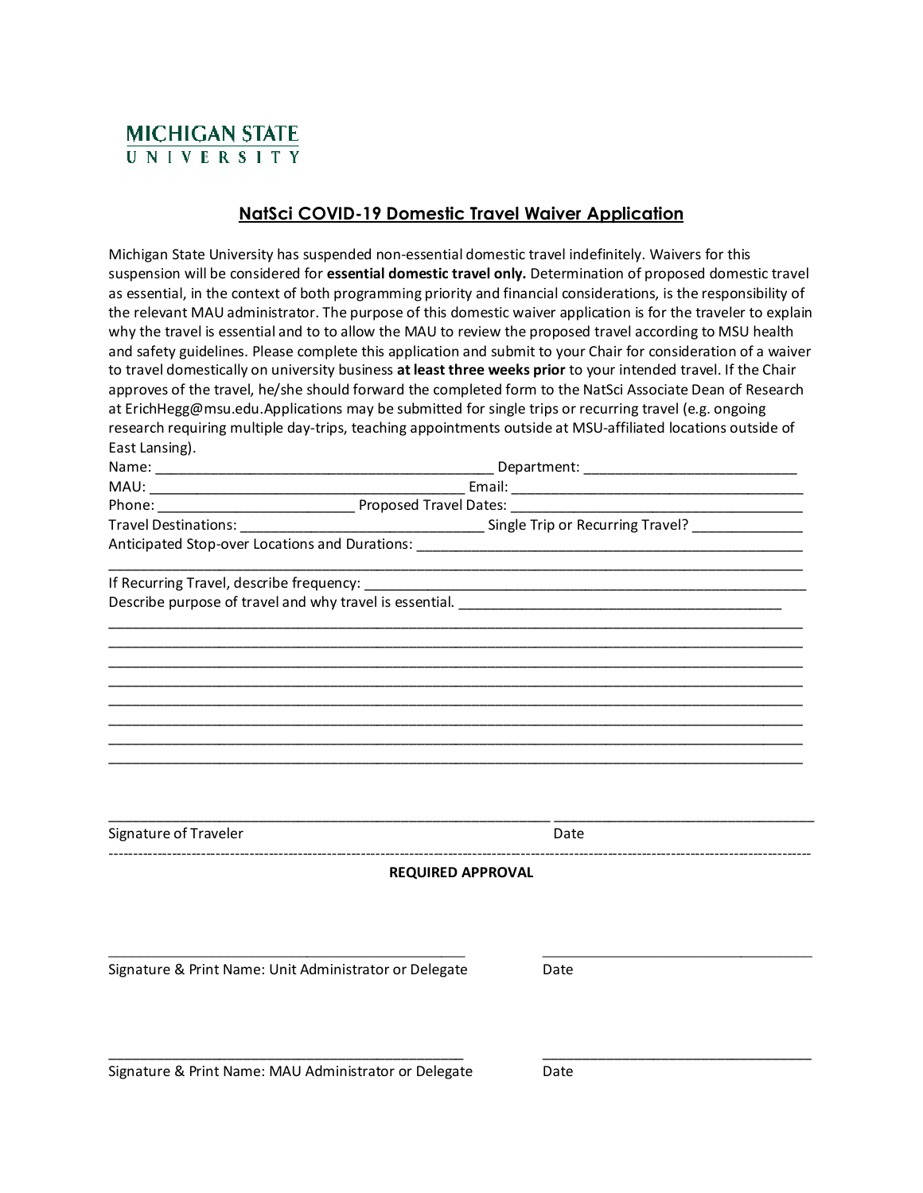MICHIGAN STATE
UNIVERSITY

# NatSci COVID-19 Domestic Travel Waiver Application

Michigan State University has suspended non-essential domestic travel indefinitely. Waivers for this suspension will be considered for **essential domestic travel only.** Determination of proposed domestic travel as essential, in the context of both programming priority and financial considerations, is the responsibility of the relevant MAU administrator. The purpose of this domestic waiver application is for the traveler to explain why the travel is essential and to to allow the MAU to review the proposed travel according to MSU health and safety guidelines. Please complete this application and submit to your Chair for consideration of a waiver to travel domestically on university business **at least three weeks prior** to your intended travel. If the Chair approves of the travel, he/she should forward the completed form to the NatSci Associate Dean of Research at ErichHegg@msu.edu.Applications may be submitted for single trips or recurring travel (e.g. ongoing research requiring multiple day-trips, teaching appointments outside at MSU-affiliated locations outside of East Lansing).

Name: ___________________________________________ Department: ___________________________

MAU: ________________________________________ Email: _____________________________________

Phone: _________________________ Proposed Travel Dates: ______________________________________

Travel Destinations: _______________________________ Single Trip or Recurring Travel? ______________

Anticipated Stop-over Locations and Durations: __________________________________________________

_________________________________________________________________________________________

If Recurring Travel, describe frequency: _______________________________________________________

Describe purpose of travel and why travel is essential. ___________________________________________

_________________________________________________________________________________________

_________________________________________________________________________________________

_________________________________________________________________________________________

_________________________________________________________________________________________

_________________________________________________________________________________________

_________________________________________________________________________________________

_________________________________________________________________________________________

_________________________________________________________________________________________

_________________________________________________________ _________________________________

Signature of Traveler                                                                 Date

---

**REQUIRED APPROVAL**

______________________________________________          ___________________________________

Signature & Print Name: Unit Administrator or Delegate          Date

______________________________________________          ___________________________________

Signature & Print Name: MAU Administrator or Delegate          Date